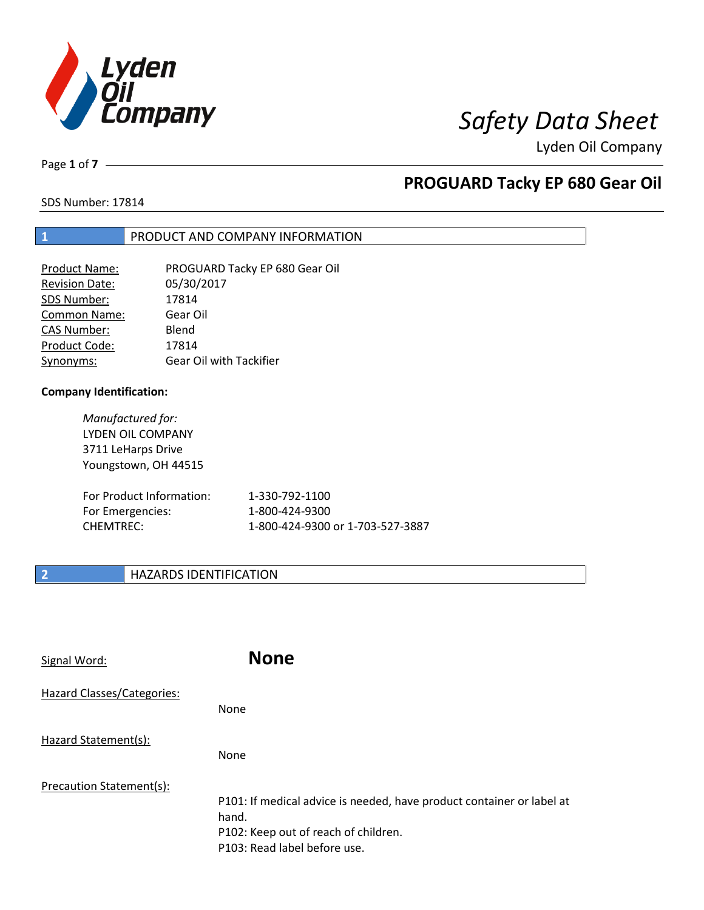# Safety Data Sheet

Lyden Oil Company

## PROGUARD Tacky EP 680 Gear Oil

SDS Number: 17814

## 1 PRODUCT AND COMPANY INFORMATION

| | |
|---|---|
| Product Name: | PROGUARD Tacky EP 680 Gear Oil |
| Revision Date: | 05/30/2017 |
| SDS Number: | 17814 |
| Common Name: | Gear Oil |
| CAS Number: | Blend |
| Product Code: | 17814 |
| Synonyms: | Gear Oil with Tackifier |

**Company Identification:**

*Manufactured for:*
LYDEN OIL COMPANY
3711 LeHarps Drive
Youngstown, OH 44515

| | |
|---|---|
| For Product Information: | 1-330-792-1100 |
| For Emergencies: | 1-800-424-9300 |
| CHEMTREC: | 1-800-424-9300 or 1-703-527-3887 |

## 2 HAZARDS IDENTIFICATION

Signal Word: **None**

Hazard Classes/Categories:

None

Hazard Statement(s):

None

Precaution Statement(s):

P101: If medical advice is needed, have product container or label at hand.
P102: Keep out of reach of children.
P103: Read label before use.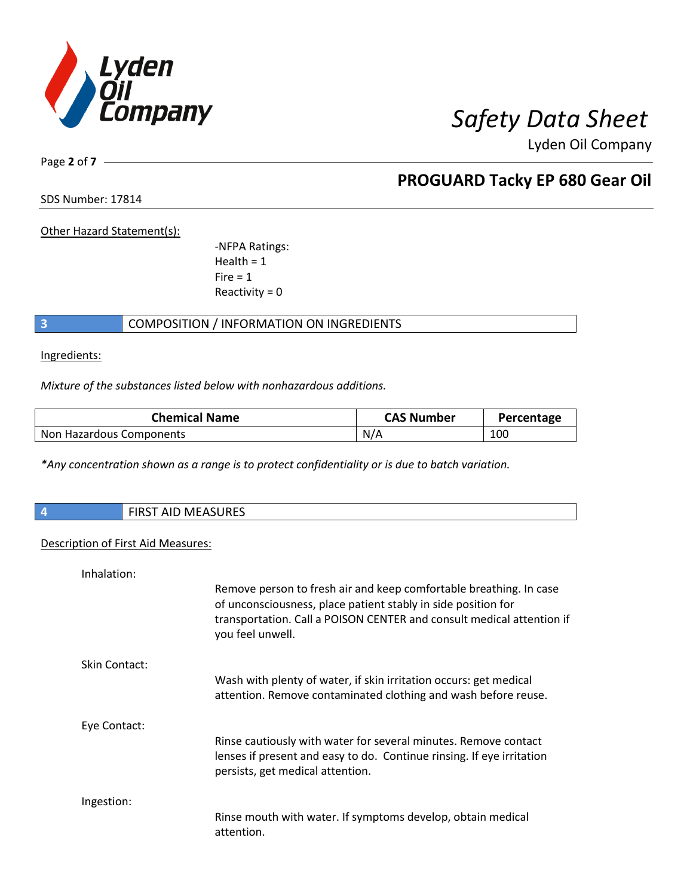Other Hazard Statement(s):

-NFPA Ratings:
Health = 1
Fire = 1
Reactivity = 0

## 3 COMPOSITION / INFORMATION ON INGREDIENTS

Ingredients:

*Mixture of the substances listed below with nonhazardous additions.*

| Chemical Name | CAS Number | Percentage |
|---|---|---|
| Non Hazardous Components | N/A | 100 |

**Any concentration shown as a range is to protect confidentiality or is due to batch variation.*

## 4 FIRST AID MEASURES

Description of First Aid Measures:

Inhalation:

Remove person to fresh air and keep comfortable breathing. In case of unconsciousness, place patient stably in side position for transportation. Call a POISON CENTER and consult medical attention if you feel unwell.

Skin Contact:

Wash with plenty of water, if skin irritation occurs: get medical attention. Remove contaminated clothing and wash before reuse.

Eye Contact:

Rinse cautiously with water for several minutes. Remove contact lenses if present and easy to do. Continue rinsing. If eye irritation persists, get medical attention.

Ingestion:

Rinse mouth with water. If symptoms develop, obtain medical attention.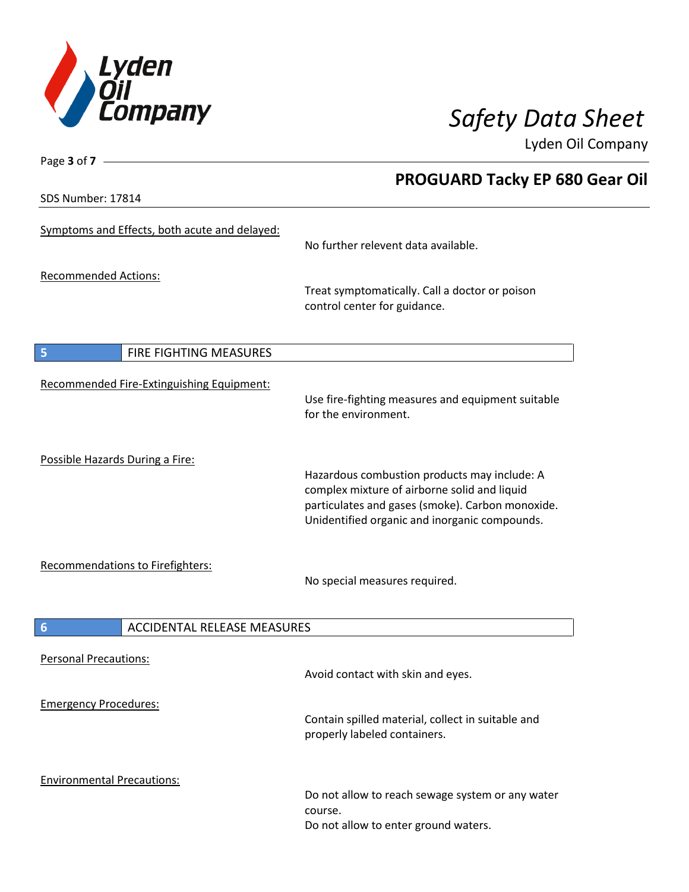Symptoms and Effects, both acute and delayed:

No further relevent data available.

Recommended Actions:

Treat symptomatically. Call a doctor or poison control center for guidance.

## 5 FIRE FIGHTING MEASURES

Recommended Fire-Extinguishing Equipment:

Use fire-fighting measures and equipment suitable for the environment.

Possible Hazards During a Fire:

Hazardous combustion products may include: A complex mixture of airborne solid and liquid particulates and gases (smoke). Carbon monoxide. Unidentified organic and inorganic compounds.

Recommendations to Firefighters:

No special measures required.

## 6 ACCIDENTAL RELEASE MEASURES

Personal Precautions:

Avoid contact with skin and eyes.

Emergency Procedures:

Contain spilled material, collect in suitable and properly labeled containers.

Environmental Precautions:

Do not allow to reach sewage system or any water course.
Do not allow to enter ground waters.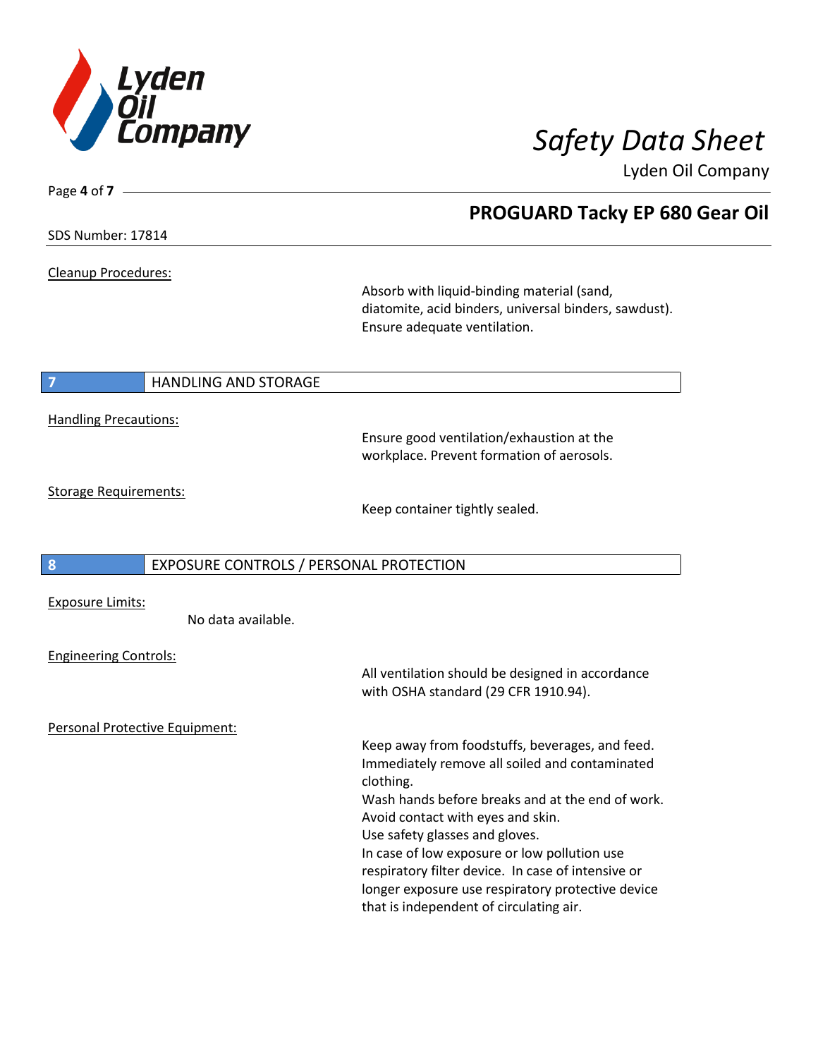Cleanup Procedures:

Absorb with liquid-binding material (sand, diatomite, acid binders, universal binders, sawdust). Ensure adequate ventilation.

## 7 HANDLING AND STORAGE

Handling Precautions:

Ensure good ventilation/exhaustion at the workplace. Prevent formation of aerosols.

Storage Requirements:

Keep container tightly sealed.

## 8 EXPOSURE CONTROLS / PERSONAL PROTECTION

Exposure Limits:

No data available.

Engineering Controls:

All ventilation should be designed in accordance with OSHA standard (29 CFR 1910.94).

Personal Protective Equipment:

Keep away from foodstuffs, beverages, and feed.
Immediately remove all soiled and contaminated clothing.
Wash hands before breaks and at the end of work.
Avoid contact with eyes and skin.
Use safety glasses and gloves.
In case of low exposure or low pollution use respiratory filter device. In case of intensive or longer exposure use respiratory protective device that is independent of circulating air.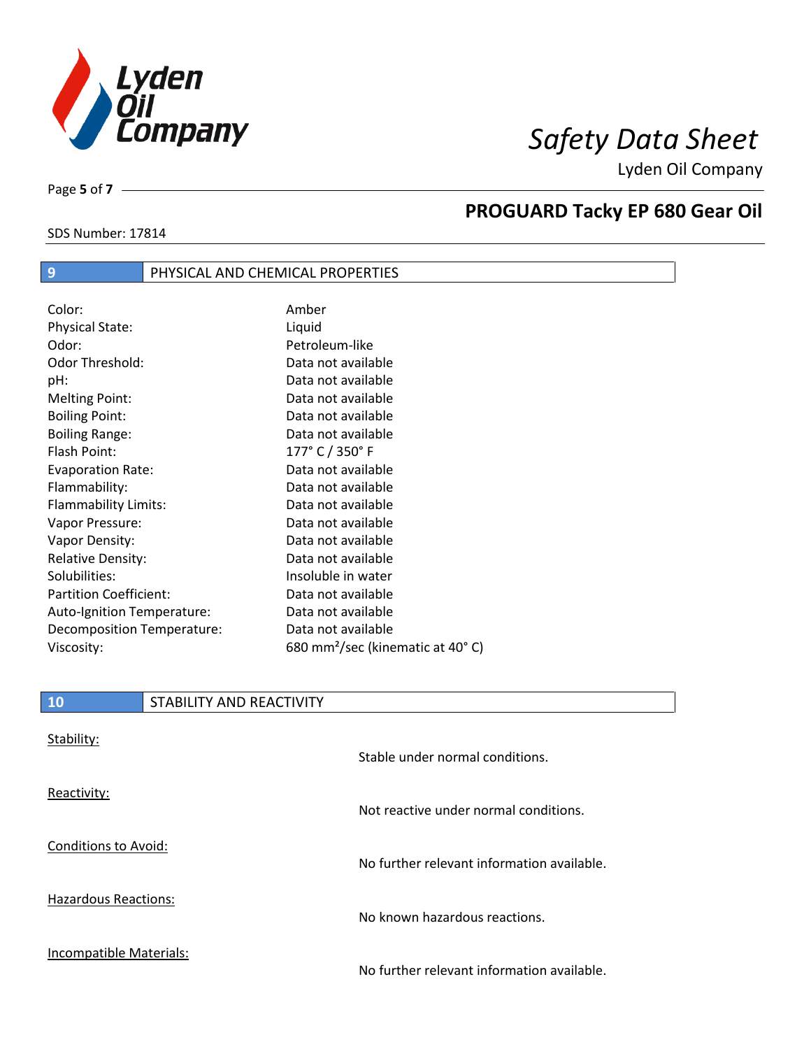## 9 PHYSICAL AND CHEMICAL PROPERTIES

| | |
|---|---|
| Color: | Amber |
| Physical State: | Liquid |
| Odor: | Petroleum-like |
| Odor Threshold: | Data not available |
| pH: | Data not available |
| Melting Point: | Data not available |
| Boiling Point: | Data not available |
| Boiling Range: | Data not available |
| Flash Point: | 177° C / 350° F |
| Evaporation Rate: | Data not available |
| Flammability: | Data not available |
| Flammability Limits: | Data not available |
| Vapor Pressure: | Data not available |
| Vapor Density: | Data not available |
| Relative Density: | Data not available |
| Solubilities: | Insoluble in water |
| Partition Coefficient: | Data not available |
| Auto-Ignition Temperature: | Data not available |
| Decomposition Temperature: | Data not available |
| Viscosity: | 680 $mm^2$/sec (kinematic at 40° C) |

## 10 STABILITY AND REACTIVITY

Stability:

Stable under normal conditions.

Reactivity:

Not reactive under normal conditions.

Conditions to Avoid:

No further relevant information available.

Hazardous Reactions:

No known hazardous reactions.

Incompatible Materials:

No further relevant information available.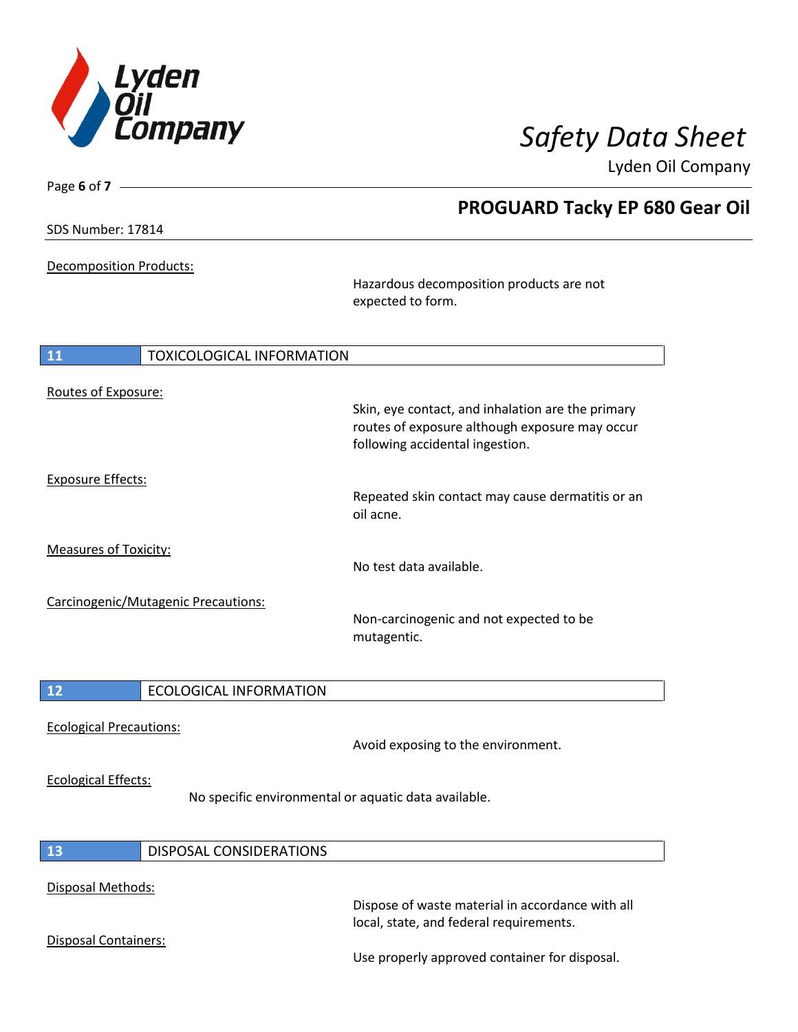Decomposition Products:

Hazardous decomposition products are not expected to form.

## 11 TOXICOLOGICAL INFORMATION

Routes of Exposure:

Skin, eye contact, and inhalation are the primary routes of exposure although exposure may occur following accidental ingestion.

Exposure Effects:

Repeated skin contact may cause dermatitis or an oil acne.

Measures of Toxicity:

No test data available.

Carcinogenic/Mutagenic Precautions:

Non-carcinogenic and not expected to be mutagentic.

## 12 ECOLOGICAL INFORMATION

Ecological Precautions:

Avoid exposing to the environment.

Ecological Effects:

No specific environmental or aquatic data available.

## 13 DISPOSAL CONSIDERATIONS

Disposal Methods:

Dispose of waste material in accordance with all local, state, and federal requirements.

Disposal Containers:

Use properly approved container for disposal.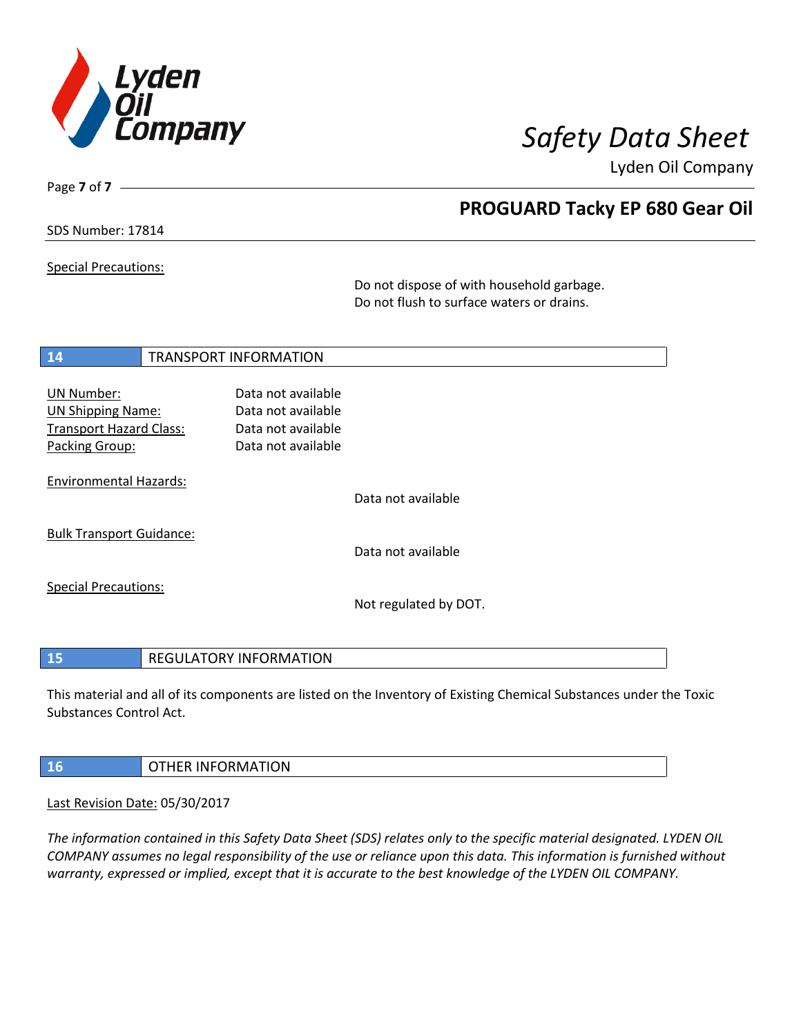Special Precautions:

Do not dispose of with household garbage.
Do not flush to surface waters or drains.

## 14 TRANSPORT INFORMATION

| | |
|---|---|
| UN Number: | Data not available |
| UN Shipping Name: | Data not available |
| Transport Hazard Class: | Data not available |
| Packing Group: | Data not available |

Environmental Hazards:

Data not available

Bulk Transport Guidance:

Data not available

Special Precautions:

Not regulated by DOT.

## 15 REGULATORY INFORMATION

This material and all of its components are listed on the Inventory of Existing Chemical Substances under the Toxic Substances Control Act.

## 16 OTHER INFORMATION

Last Revision Date: 05/30/2017

*The information contained in this Safety Data Sheet (SDS) relates only to the specific material designated. LYDEN OIL COMPANY assumes no legal responsibility of the use or reliance upon this data. This information is furnished without warranty, expressed or implied, except that it is accurate to the best knowledge of the LYDEN OIL COMPANY.*